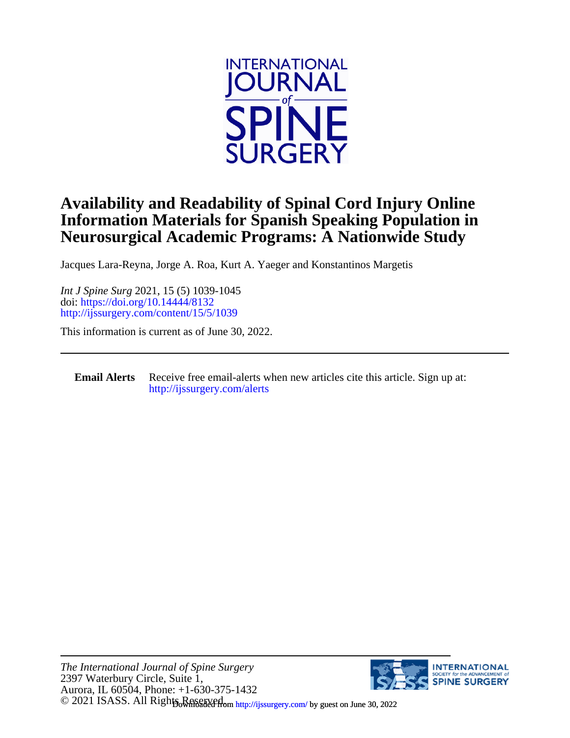# Availability and Readability of Spinal Cord Injury Online Information Materials for Spanish Speaking Population in Neurosurgical Academic Programs: A Nationwide Study

Jacques Lara-Reyna, Jorge A. Roa, Kurt A. Yaeger and Konstantinos Margetis

*Int J Spine Surg* 2021, 15 (5) 1039-1045
doi: https://doi.org/10.14444/8132
http://ijssurgery.com/content/15/5/1039

This information is current as of June 30, 2022.

---

**Email Alerts** Receive free email-alerts when new articles cite this article. Sign up at: http://ijssurgery.com/alerts

---

*The International Journal of Spine Surgery*
2397 Waterbury Circle, Suite 1,
Aurora, IL 60504, Phone: +1-630-375-1432
© 2021 ISASS. All Rights Reserved.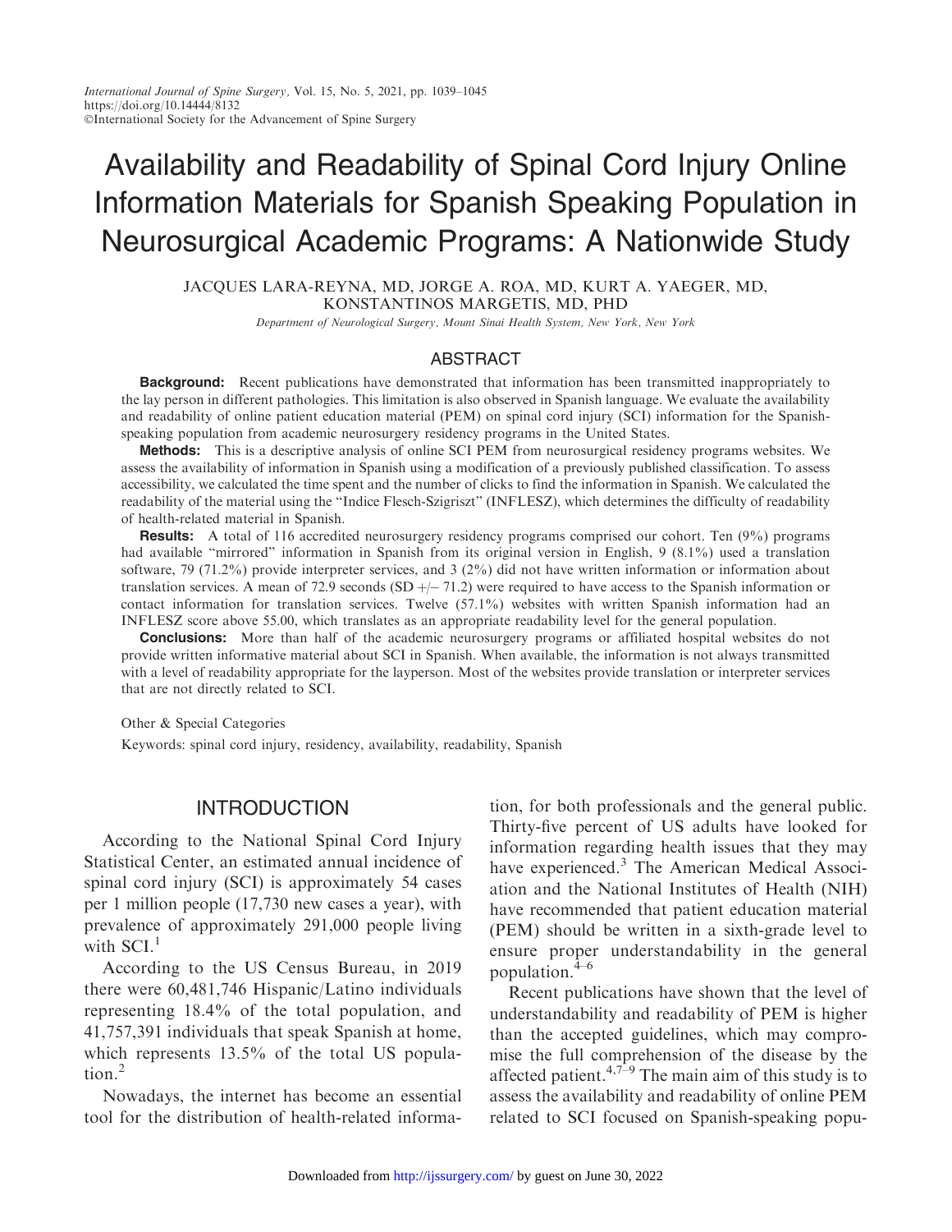# Availability and Readability of Spinal Cord Injury Online Information Materials for Spanish Speaking Population in Neurosurgical Academic Programs: A Nationwide Study

JACQUES LARA-REYNA, MD, JORGE A. ROA, MD, KURT A. YAEGER, MD, KONSTANTINOS MARGETIS, MD, PHD

*Department of Neurological Surgery, Mount Sinai Health System, New York, New York*

## ABSTRACT

**Background:** Recent publications have demonstrated that information has been transmitted inappropriately to the lay person in different pathologies. This limitation is also observed in Spanish language. We evaluate the availability and readability of online patient education material (PEM) on spinal cord injury (SCI) information for the Spanish-speaking population from academic neurosurgery residency programs in the United States.

**Methods:** This is a descriptive analysis of online SCI PEM from neurosurgical residency programs websites. We assess the availability of information in Spanish using a modification of a previously published classification. To assess accessibility, we calculated the time spent and the number of clicks to find the information in Spanish. We calculated the readability of the material using the "Indice Flesch-Szigriszt" (INFLESZ), which determines the difficulty of readability of health-related material in Spanish.

**Results:** A total of 116 accredited neurosurgery residency programs comprised our cohort. Ten (9%) programs had available "mirrored" information in Spanish from its original version in English, 9 (8.1%) used a translation software, 79 (71.2%) provide interpreter services, and 3 (2%) did not have written information or information about translation services. A mean of 72.9 seconds (SD +/− 71.2) were required to have access to the Spanish information or contact information for translation services. Twelve (57.1%) websites with written Spanish information had an INFLESZ score above 55.00, which translates as an appropriate readability level for the general population.

**Conclusions:** More than half of the academic neurosurgery programs or affiliated hospital websites do not provide written informative material about SCI in Spanish. When available, the information is not always transmitted with a level of readability appropriate for the layperson. Most of the websites provide translation or interpreter services that are not directly related to SCI.

Other & Special Categories

Keywords: spinal cord injury, residency, availability, readability, Spanish

## INTRODUCTION

According to the National Spinal Cord Injury Statistical Center, an estimated annual incidence of spinal cord injury (SCI) is approximately 54 cases per 1 million people (17,730 new cases a year), with prevalence of approximately 291,000 people living with SCI.[1]

According to the US Census Bureau, in 2019 there were 60,481,746 Hispanic/Latino individuals representing 18.4% of the total population, and 41,757,391 individuals that speak Spanish at home, which represents 13.5% of the total US population.[2]

Nowadays, the internet has become an essential tool for the distribution of health-related information, for both professionals and the general public. Thirty-five percent of US adults have looked for information regarding health issues that they may have experienced.[3] The American Medical Association and the National Institutes of Health (NIH) have recommended that patient education material (PEM) should be written in a sixth-grade level to ensure proper understandability in the general population.[4–6]

Recent publications have shown that the level of understandability and readability of PEM is higher than the accepted guidelines, which may compromise the full comprehension of the disease by the affected patient.[4,7–9] The main aim of this study is to assess the availability and readability of online PEM related to SCI focused on Spanish-speaking popu-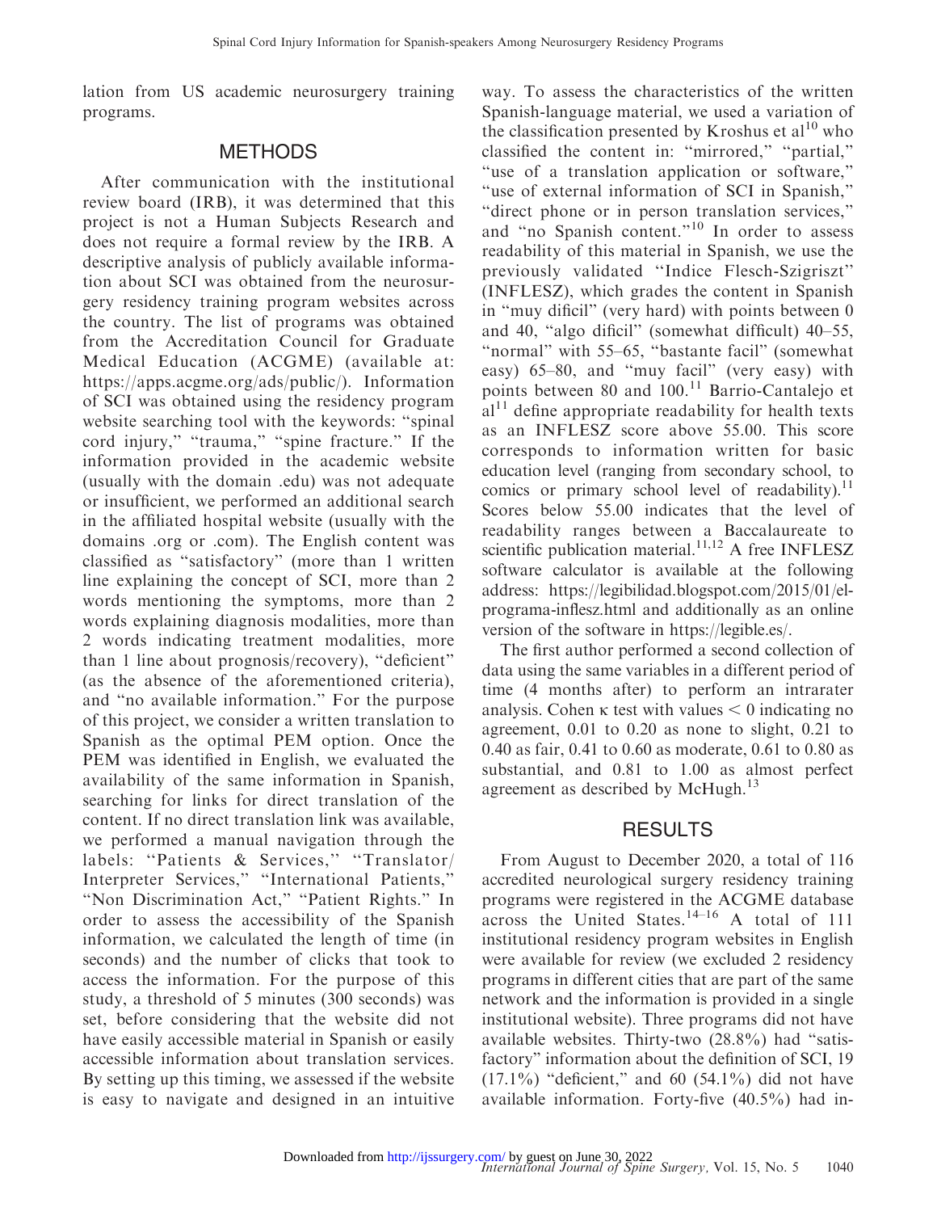lation from US academic neurosurgery training programs.

## METHODS

After communication with the institutional review board (IRB), it was determined that this project is not a Human Subjects Research and does not require a formal review by the IRB. A descriptive analysis of publicly available information about SCI was obtained from the neurosurgery residency training program websites across the country. The list of programs was obtained from the Accreditation Council for Graduate Medical Education (ACGME) (available at: https://apps.acgme.org/ads/public/). Information of SCI was obtained using the residency program website searching tool with the keywords: "spinal cord injury," "trauma," "spine fracture." If the information provided in the academic website (usually with the domain .edu) was not adequate or insufficient, we performed an additional search in the affiliated hospital website (usually with the domains .org or .com). The English content was classified as "satisfactory" (more than 1 written line explaining the concept of SCI, more than 2 words mentioning the symptoms, more than 2 words explaining diagnosis modalities, more than 2 words indicating treatment modalities, more than 1 line about prognosis/recovery), "deficient" (as the absence of the aforementioned criteria), and "no available information." For the purpose of this project, we consider a written translation to Spanish as the optimal PEM option. Once the PEM was identified in English, we evaluated the availability of the same information in Spanish, searching for links for direct translation of the content. If no direct translation link was available, we performed a manual navigation through the labels: "Patients & Services," "Translator/Interpreter Services," "International Patients," "Non Discrimination Act," "Patient Rights." In order to assess the accessibility of the Spanish information, we calculated the length of time (in seconds) and the number of clicks that took to access the information. For the purpose of this study, a threshold of 5 minutes (300 seconds) was set, before considering that the website did not have easily accessible material in Spanish or easily accessible information about translation services. By setting up this timing, we assessed if the website is easy to navigate and designed in an intuitive way. To assess the characteristics of the written Spanish-language material, we used a variation of the classification presented by Kroshus et al[10] who classified the content in: "mirrored," "partial," "use of a translation application or software," "use of external information of SCI in Spanish," "direct phone or in person translation services," and "no Spanish content."[10] In order to assess readability of this material in Spanish, we use the previously validated "Indice Flesch-Szigriszt" (INFLESZ), which grades the content in Spanish in "muy dificil" (very hard) with points between 0 and 40, "algo dificil" (somewhat difficult) 40–55, "normal" with 55–65, "bastante facil" (somewhat easy) 65–80, and "muy facil" (very easy) with points between 80 and 100.[11] Barrio-Cantalejo et al[11] define appropriate readability for health texts as an INFLESZ score above 55.00. This score corresponds to information written for basic education level (ranging from secondary school, to comics or primary school level of readability).[11] Scores below 55.00 indicates that the level of readability ranges between a Baccalaureate to scientific publication material.[11,12] A free INFLESZ software calculator is available at the following address: https://legibilidad.blogspot.com/2015/01/el-programa-inflesz.html and additionally as an online version of the software in https://legible.es/.

The first author performed a second collection of data using the same variables in a different period of time (4 months after) to perform an intrarater analysis. Cohen $\kappa$ test with values $< 0$ indicating no agreement, 0.01 to 0.20 as none to slight, 0.21 to 0.40 as fair, 0.41 to 0.60 as moderate, 0.61 to 0.80 as substantial, and 0.81 to 1.00 as almost perfect agreement as described by McHugh.[13]

## RESULTS

From August to December 2020, a total of 116 accredited neurological surgery residency training programs were registered in the ACGME database across the United States.[14–16] A total of 111 institutional residency program websites in English were available for review (we excluded 2 residency programs in different cities that are part of the same network and the information is provided in a single institutional website). Three programs did not have available websites. Thirty-two (28.8%) had "satisfactory" information about the definition of SCI, 19 (17.1%) "deficient," and 60 (54.1%) did not have available information. Forty-five (40.5%) had in-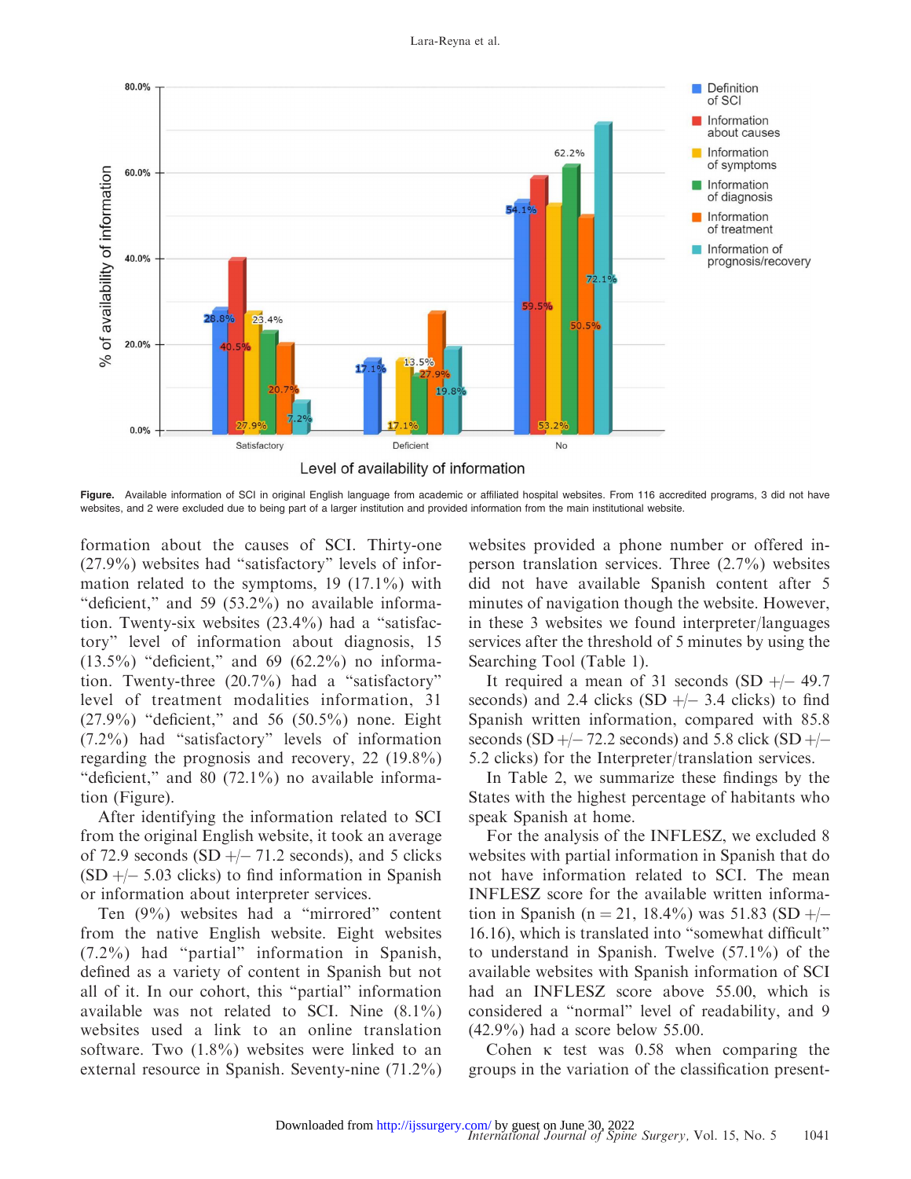**Figure.** Available information of SCI in original English language from academic or affiliated hospital websites. From 116 accredited programs, 3 did not have websites, and 2 were excluded due to being part of a larger institution and provided information from the main institutional website.

formation about the causes of SCI. Thirty-one (27.9%) websites had "satisfactory" levels of information related to the symptoms, 19 (17.1%) with "deficient," and 59 (53.2%) no available information. Twenty-six websites (23.4%) had a "satisfactory" level of information about diagnosis, 15 (13.5%) "deficient," and 69 (62.2%) no information. Twenty-three (20.7%) had a "satisfactory" level of treatment modalities information, 31 (27.9%) "deficient," and 56 (50.5%) none. Eight (7.2%) had "satisfactory" levels of information regarding the prognosis and recovery, 22 (19.8%) "deficient," and 80 (72.1%) no available information (Figure).

After identifying the information related to SCI from the original English website, it took an average of 72.9 seconds (SD +/− 71.2 seconds), and 5 clicks (SD +/− 5.03 clicks) to find information in Spanish or information about interpreter services.

Ten (9%) websites had a "mirrored" content from the native English website. Eight websites (7.2%) had "partial" information in Spanish, defined as a variety of content in Spanish but not all of it. In our cohort, this "partial" information available was not related to SCI. Nine (8.1%) websites used a link to an online translation software. Two (1.8%) websites were linked to an external resource in Spanish. Seventy-nine (71.2%) websites provided a phone number or offered in-person translation services. Three (2.7%) websites did not have available Spanish content after 5 minutes of navigation though the website. However, in these 3 websites we found interpreter/languages services after the threshold of 5 minutes by using the Searching Tool (Table 1).

It required a mean of 31 seconds (SD +/− 49.7 seconds) and 2.4 clicks (SD +/− 3.4 clicks) to find Spanish written information, compared with 85.8 seconds (SD +/− 72.2 seconds) and 5.8 click (SD +/− 5.2 clicks) for the Interpreter/translation services.

In Table 2, we summarize these findings by the States with the highest percentage of habitants who speak Spanish at home.

For the analysis of the INFLESZ, we excluded 8 websites with partial information in Spanish that do not have information related to SCI. The mean INFLESZ score for the available written information in Spanish ($n = 21$, 18.4%) was 51.83 (SD +/− 16.16), which is translated into "somewhat difficult" to understand in Spanish. Twelve (57.1%) of the available websites with Spanish information of SCI had an INFLESZ score above 55.00, which is considered a "normal" level of readability, and 9 (42.9%) had a score below 55.00.

Cohen $\kappa$ test was 0.58 when comparing the groups in the variation of the classification present-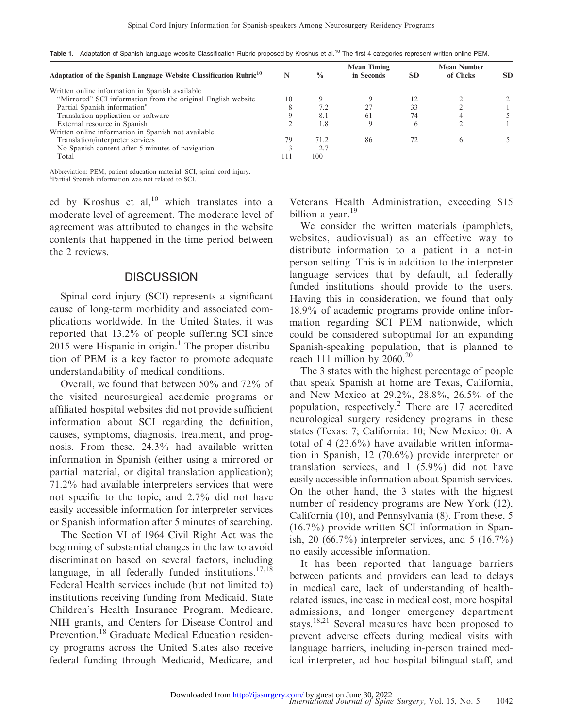**Table 1.** Adaptation of Spanish language website Classification Rubric proposed by Kroshus et al.[10] The first 4 categories represent written online PEM.

| Adaptation of the Spanish Language Website Classification Rubric[10] | N | % | Mean Timing in Seconds | SD | Mean Number of Clicks | SD |
|---|---|---|---|---|---|---|
| Written online information in Spanish available | | | | | | |
| "Mirrored" SCI information from the original English website | 10 | 9 | 9 | 12 | 2 | 2 |
| Partial Spanish information[a] | 8 | 7.2 | 27 | 33 | 2 | 1 |
| Translation application or software | 9 | 8.1 | 61 | 74 | 4 | 5 |
| External resource in Spanish | 2 | 1.8 | 9 | 6 | 2 | 1 |
| Written online information in Spanish not available | | | | | | |
| Translation/interpreter services | 79 | 71.2 | 86 | 72 | 6 | 5 |
| No Spanish content after 5 minutes of navigation | 3 | 2.7 | | | | |
| Total | 111 | 100 | | | | |

Abbreviation: PEM, patient education material; SCI, spinal cord injury.
[a]Partial Spanish information was not related to SCI.

ed by Kroshus et al,[10] which translates into a moderate level of agreement. The moderate level of agreement was attributed to changes in the website contents that happened in the time period between the 2 reviews.

## DISCUSSION

Spinal cord injury (SCI) represents a significant cause of long-term morbidity and associated complications worldwide. In the United States, it was reported that 13.2% of people suffering SCI since 2015 were Hispanic in origin.[1] The proper distribution of PEM is a key factor to promote adequate understandability of medical conditions.

Overall, we found that between 50% and 72% of the visited neurosurgical academic programs or affiliated hospital websites did not provide sufficient information about SCI regarding the definition, causes, symptoms, diagnosis, treatment, and prognosis. From these, 24.3% had available written information in Spanish (either using a mirrored or partial material, or digital translation application); 71.2% had available interpreters services that were not specific to the topic, and 2.7% did not have easily accessible information for interpreter services or Spanish information after 5 minutes of searching.

The Section VI of 1964 Civil Right Act was the beginning of substantial changes in the law to avoid discrimination based on several factors, including language, in all federally funded institutions.[17,18] Federal Health services include (but not limited to) institutions receiving funding from Medicaid, State Children's Health Insurance Program, Medicare, NIH grants, and Centers for Disease Control and Prevention.[18] Graduate Medical Education residency programs across the United States also receive federal funding through Medicaid, Medicare, and Veterans Health Administration, exceeding $15 billion a year.[19]

We consider the written materials (pamphlets, websites, audiovisual) as an effective way to distribute information to a patient in a not-in person setting. This is in addition to the interpreter language services that by default, all federally funded institutions should provide to the users. Having this in consideration, we found that only 18.9% of academic programs provide online information regarding SCI PEM nationwide, which could be considered suboptimal for an expanding Spanish-speaking population, that is planned to reach 111 million by 2060.[20]

The 3 states with the highest percentage of people that speak Spanish at home are Texas, California, and New Mexico at 29.2%, 28.8%, 26.5% of the population, respectively.[2] There are 17 accredited neurological surgery residency programs in these states (Texas: 7; California: 10; New Mexico: 0). A total of 4 (23.6%) have available written information in Spanish, 12 (70.6%) provide interpreter or translation services, and 1 (5.9%) did not have easily accessible information about Spanish services. On the other hand, the 3 states with the highest number of residency programs are New York (12), California (10), and Pennsylvania (8). From these, 5 (16.7%) provide written SCI information in Spanish, 20 (66.7%) interpreter services, and 5 (16.7%) no easily accessible information.

It has been reported that language barriers between patients and providers can lead to delays in medical care, lack of understanding of health-related issues, increase in medical cost, more hospital admissions, and longer emergency department stays.[18,21] Several measures have been proposed to prevent adverse effects during medical visits with language barriers, including in-person trained medical interpreter, ad hoc hospital bilingual staff, and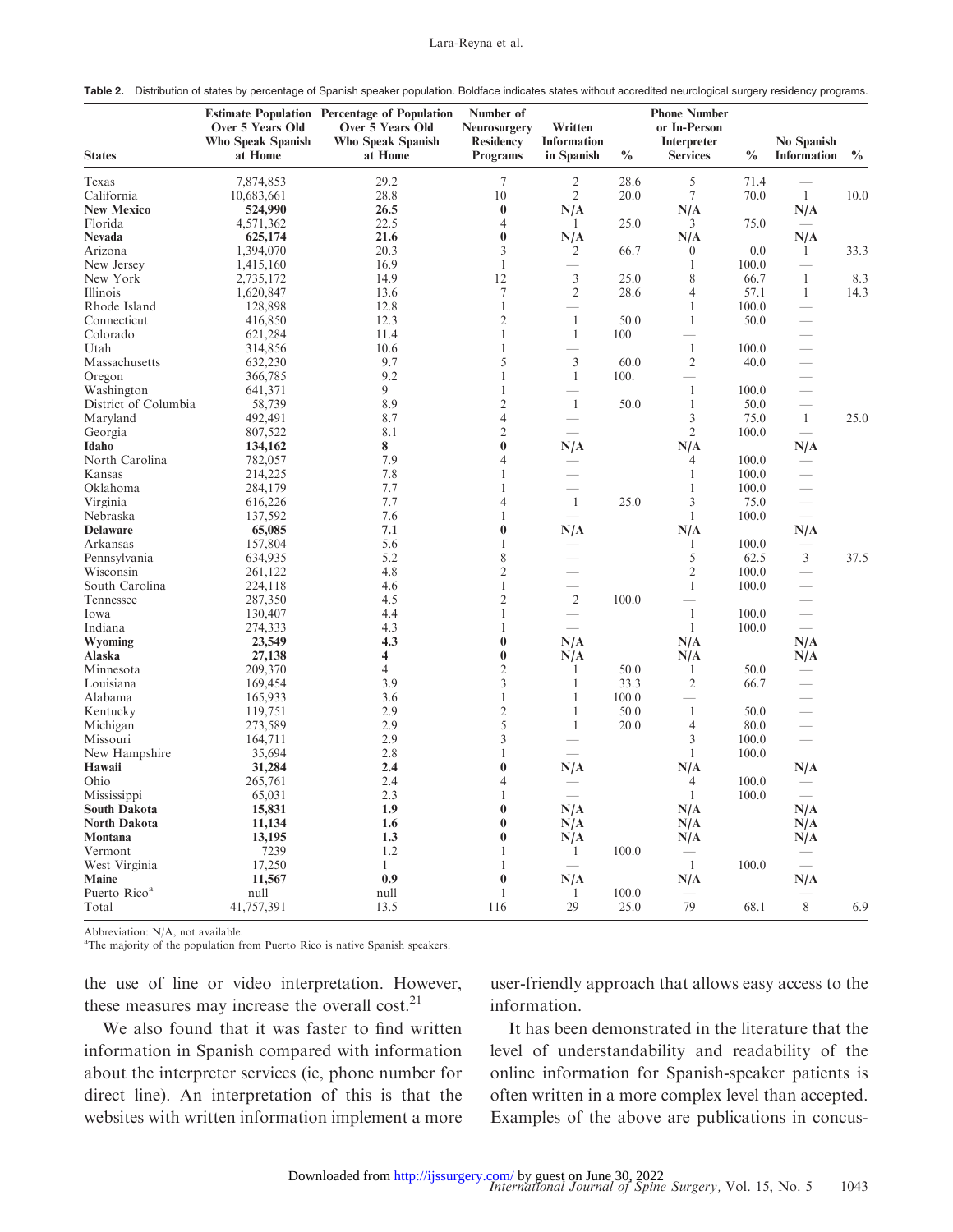**Table 2.** Distribution of states by percentage of Spanish speaker population. Boldface indicates states without accredited neurological surgery residency programs.

| States | Estimate Population Over 5 Years Old Who Speak Spanish at Home | Percentage of Population Over 5 Years Old Who Speak Spanish at Home | Number of Neurosurgery Residency Programs | Written Information in Spanish | % | Phone Number or In-Person Interpreter Services | % | No Spanish Information | % |
|---|---|---|---|---|---|---|---|---|---|
| Texas | 7,874,853 | 29.2 | 7 | 2 | 28.6 | 5 | 71.4 | — | |
| California | 10,683,661 | 28.8 | 10 | 2 | 20.0 | 7 | 70.0 | 1 | 10.0 |
| **New Mexico** | **524,990** | **26.5** | **0** | **N/A** | | **N/A** | | **N/A** | |
| Florida | 4,571,362 | 22.5 | 4 | 1 | 25.0 | 3 | 75.0 | — | |
| **Nevada** | **625,174** | **21.6** | **0** | **N/A** | | **N/A** | | **N/A** | |
| Arizona | 1,394,070 | 20.3 | 3 | 2 | 66.7 | 0 | 0.0 | 1 | 33.3 |
| New Jersey | 1,415,160 | 16.9 | 1 | — | | 1 | 100.0 | — | |
| New York | 2,735,172 | 14.9 | 12 | 3 | 25.0 | 8 | 66.7 | 1 | 8.3 |
| Illinois | 1,620,847 | 13.6 | 7 | 2 | 28.6 | 4 | 57.1 | 1 | 14.3 |
| Rhode Island | 128,898 | 12.8 | 1 | — | | 1 | 100.0 | — | |
| Connecticut | 416,850 | 12.3 | 2 | 1 | 50.0 | 1 | 50.0 | — | |
| Colorado | 621,284 | 11.4 | 1 | 1 | 100 | — | | — | |
| Utah | 314,856 | 10.6 | 1 | — | | 1 | 100.0 | — | |
| Massachusetts | 632,230 | 9.7 | 5 | 3 | 60.0 | 2 | 40.0 | — | |
| Oregon | 366,785 | 9.2 | 1 | 1 | 100. | — | | — | |
| Washington | 641,371 | 9 | 1 | — | | 1 | 100.0 | — | |
| District of Columbia | 58,739 | 8.9 | 2 | 1 | 50.0 | 1 | 50.0 | — | |
| Maryland | 492,491 | 8.7 | 4 | — | | 3 | 75.0 | 1 | 25.0 |
| Georgia | 807,522 | 8.1 | 2 | — | | 2 | 100.0 | — | |
| **Idaho** | **134,162** | **8** | **0** | **N/A** | | **N/A** | | **N/A** | |
| North Carolina | 782,057 | 7.9 | 4 | — | | 4 | 100.0 | — | |
| Kansas | 214,225 | 7.8 | 1 | — | | 1 | 100.0 | — | |
| Oklahoma | 284,179 | 7.7 | 1 | — | | 1 | 100.0 | — | |
| Virginia | 616,226 | 7.7 | 4 | 1 | 25.0 | 3 | 75.0 | — | |
| Nebraska | 137,592 | 7.6 | 1 | — | | 1 | 100.0 | — | |
| **Delaware** | **65,085** | **7.1** | **0** | **N/A** | | **N/A** | | **N/A** | |
| Arkansas | 157,804 | 5.6 | 1 | — | | 1 | 100.0 | — | |
| Pennsylvania | 634,935 | 5.2 | 8 | — | | 5 | 62.5 | 3 | 37.5 |
| Wisconsin | 261,122 | 4.8 | 2 | — | | 2 | 100.0 | — | |
| South Carolina | 224,118 | 4.6 | 1 | — | | 1 | 100.0 | — | |
| Tennessee | 287,350 | 4.5 | 2 | 2 | 100.0 | — | | — | |
| Iowa | 130,407 | 4.4 | 1 | — | | 1 | 100.0 | — | |
| Indiana | 274,333 | 4.3 | 1 | — | | 1 | 100.0 | — | |
| **Wyoming** | **23,549** | **4.3** | **0** | **N/A** | | **N/A** | | **N/A** | |
| **Alaska** | **27,138** | **4** | **0** | **N/A** | | **N/A** | | **N/A** | |
| Minnesota | 209,370 | 4 | 2 | 1 | 50.0 | 1 | 50.0 | — | |
| Louisiana | 169,454 | 3.9 | 3 | 1 | 33.3 | 2 | 66.7 | — | |
| Alabama | 165,933 | 3.6 | 1 | 1 | 100.0 | — | | — | |
| Kentucky | 119,751 | 2.9 | 2 | 1 | 50.0 | 1 | 50.0 | — | |
| Michigan | 273,589 | 2.9 | 5 | 1 | 20.0 | 4 | 80.0 | — | |
| Missouri | 164,711 | 2.9 | 3 | — | | 3 | 100.0 | — | |
| New Hampshire | 35,694 | 2.8 | 1 | — | | 1 | 100.0 | | |
| **Hawaii** | **31,284** | **2.4** | **0** | **N/A** | | **N/A** | | **N/A** | |
| Ohio | 265,761 | 2.4 | 4 | — | | 4 | 100.0 | — | |
| Mississippi | 65,031 | 2.3 | 1 | — | | 1 | 100.0 | — | |
| **South Dakota** | **15,831** | **1.9** | **0** | **N/A** | | **N/A** | | **N/A** | |
| **North Dakota** | **11,134** | **1.6** | **0** | **N/A** | | **N/A** | | **N/A** | |
| **Montana** | **13,195** | **1.3** | **0** | **N/A** | | **N/A** | | **N/A** | |
| Vermont | 7239 | 1.2 | 1 | 1 | 100.0 | — | | — | |
| West Virginia | 17,250 | 1 | 1 | — | | 1 | 100.0 | — | |
| **Maine** | **11,567** | **0.9** | **0** | **N/A** | | **N/A** | | **N/A** | |
| Puerto Rico[a] | null | null | 1 | 1 | 100.0 | — | | — | |
| Total | 41,757,391 | 13.5 | 116 | 29 | 25.0 | 79 | 68.1 | 8 | 6.9 |

Abbreviation: N/A, not available.

[a]The majority of the population from Puerto Rico is native Spanish speakers.

the use of line or video interpretation. However, these measures may increase the overall cost.[21]

We also found that it was faster to find written information in Spanish compared with information about the interpreter services (ie, phone number for direct line). An interpretation of this is that the websites with written information implement a more user-friendly approach that allows easy access to the information.

It has been demonstrated in the literature that the level of understandability and readability of the online information for Spanish-speaker patients is often written in a more complex level than accepted. Examples of the above are publications in concus-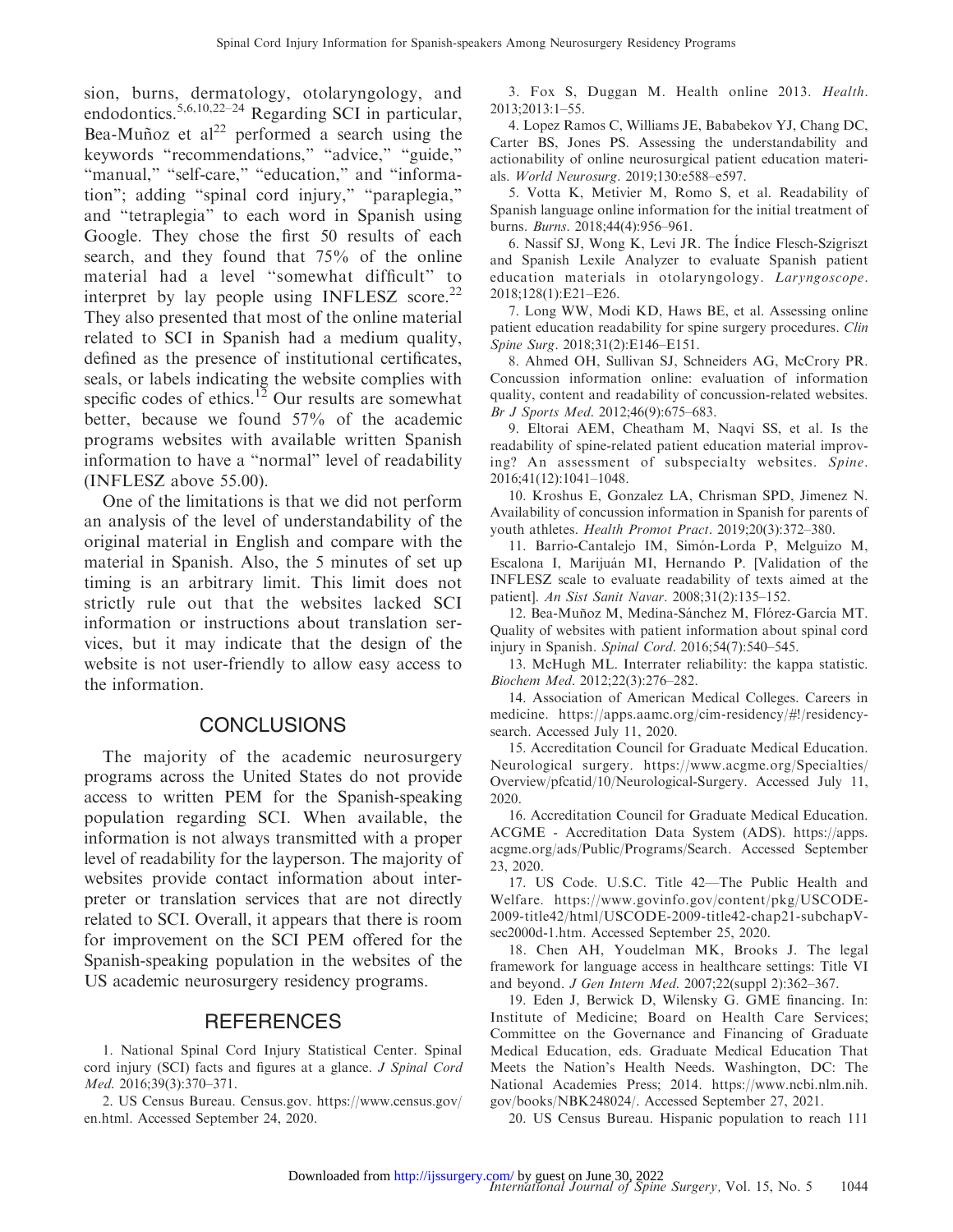sion, burns, dermatology, otolaryngology, and endodontics.[5,6,10,22–24] Regarding SCI in particular, Bea-Muñoz et al[22] performed a search using the keywords "recommendations," "advice," "guide," "manual," "self-care," "education," and "information"; adding "spinal cord injury," "paraplegia," and "tetraplegia" to each word in Spanish using Google. They chose the first 50 results of each search, and they found that 75% of the online material had a level "somewhat difficult" to interpret by lay people using INFLESZ score.[22] They also presented that most of the online material related to SCI in Spanish had a medium quality, defined as the presence of institutional certificates, seals, or labels indicating the website complies with specific codes of ethics.[12] Our results are somewhat better, because we found 57% of the academic programs websites with available written Spanish information to have a "normal" level of readability (INFLESZ above 55.00).

One of the limitations is that we did not perform an analysis of the level of understandability of the original material in English and compare with the material in Spanish. Also, the 5 minutes of set up timing is an arbitrary limit. This limit does not strictly rule out that the websites lacked SCI information or instructions about translation services, but it may indicate that the design of the website is not user-friendly to allow easy access to the information.

## CONCLUSIONS

The majority of the academic neurosurgery programs across the United States do not provide access to written PEM for the Spanish-speaking population regarding SCI. When available, the information is not always transmitted with a proper level of readability for the layperson. The majority of websites provide contact information about interpreter or translation services that are not directly related to SCI. Overall, it appears that there is room for improvement on the SCI PEM offered for the Spanish-speaking population in the websites of the US academic neurosurgery residency programs.

## REFERENCES

1. National Spinal Cord Injury Statistical Center. Spinal cord injury (SCI) facts and figures at a glance. *J Spinal Cord Med*. 2016;39(3):370–371.

2. US Census Bureau. Census.gov. https://www.census.gov/en.html. Accessed September 24, 2020.

3. Fox S, Duggan M. Health online 2013. *Health*. 2013;2013:1–55.

4. Lopez Ramos C, Williams JE, Bababekov YJ, Chang DC, Carter BS, Jones PS. Assessing the understandability and actionability of online neurosurgical patient education materials. *World Neurosurg*. 2019;130:e588–e597.

5. Votta K, Metivier M, Romo S, et al. Readability of Spanish language online information for the initial treatment of burns. *Burns*. 2018;44(4):956–961.

6. Nassif SJ, Wong K, Levi JR. The Índice Flesch-Szigriszt and Spanish Lexile Analyzer to evaluate Spanish patient education materials in otolaryngology. *Laryngoscope*. 2018;128(1):E21–E26.

7. Long WW, Modi KD, Haws BE, et al. Assessing online patient education readability for spine surgery procedures. *Clin Spine Surg*. 2018;31(2):E146–E151.

8. Ahmed OH, Sullivan SJ, Schneiders AG, McCrory PR. Concussion information online: evaluation of information quality, content and readability of concussion-related websites. *Br J Sports Med*. 2012;46(9):675–683.

9. Eltorai AEM, Cheatham M, Naqvi SS, et al. Is the readability of spine-related patient education material improving? An assessment of subspecialty websites. *Spine*. 2016;41(12):1041–1048.

10. Kroshus E, Gonzalez LA, Chrisman SPD, Jimenez N. Availability of concussion information in Spanish for parents of youth athletes. *Health Promot Pract*. 2019;20(3):372–380.

11. Barrio-Cantalejo IM, Simón-Lorda P, Melguizo M, Escalona I, Marijuán MI, Hernando P. [Validation of the INFLESZ scale to evaluate readability of texts aimed at the patient]. *An Sist Sanit Navar*. 2008;31(2):135–152.

12. Bea-Muñoz M, Medina-Sánchez M, Flórez-García MT. Quality of websites with patient information about spinal cord injury in Spanish. *Spinal Cord*. 2016;54(7):540–545.

13. McHugh ML. Interrater reliability: the kappa statistic. *Biochem Med*. 2012;22(3):276–282.

14. Association of American Medical Colleges. Careers in medicine. https://apps.aamc.org/cim-residency/#!/residency-search. Accessed July 11, 2020.

15. Accreditation Council for Graduate Medical Education. Neurological surgery. https://www.acgme.org/Specialties/Overview/pfcatid/10/Neurological-Surgery. Accessed July 11, 2020.

16. Accreditation Council for Graduate Medical Education. ACGME - Accreditation Data System (ADS). https://apps.acgme.org/ads/Public/Programs/Search. Accessed September 23, 2020.

17. US Code. U.S.C. Title 42—The Public Health and Welfare. https://www.govinfo.gov/content/pkg/USCODE-2009-title42/html/USCODE-2009-title42-chap21-subchapV-sec2000d-1.htm. Accessed September 25, 2020.

18. Chen AH, Youdelman MK, Brooks J. The legal framework for language access in healthcare settings: Title VI and beyond. *J Gen Intern Med*. 2007;22(suppl 2):362–367.

19. Eden J, Berwick D, Wilensky G. GME financing. In: Institute of Medicine; Board on Health Care Services; Committee on the Governance and Financing of Graduate Medical Education, eds. Graduate Medical Education That Meets the Nation's Health Needs. Washington, DC: The National Academies Press; 2014. https://www.ncbi.nlm.nih.gov/books/NBK248024/. Accessed September 27, 2021.

20. US Census Bureau. Hispanic population to reach 111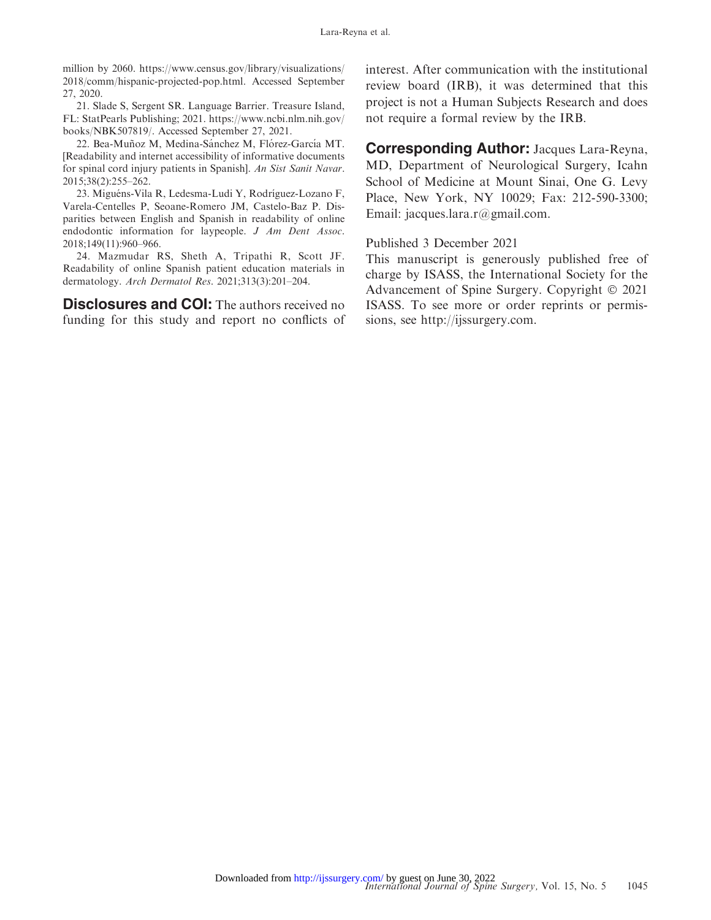million by 2060. https://www.census.gov/library/visualizations/2018/comm/hispanic-projected-pop.html. Accessed September 27, 2020.

21. Slade S, Sergent SR. Language Barrier. Treasure Island, FL: StatPearls Publishing; 2021. https://www.ncbi.nlm.nih.gov/books/NBK507819/. Accessed September 27, 2021.

22. Bea-Muñoz M, Medina-Sánchez M, Flórez-García MT. [Readability and internet accessibility of informative documents for spinal cord injury patients in Spanish]. *An Sist Sanit Navar*. 2015;38(2):255–262.

23. Miguéns-Vila R, Ledesma-Ludi Y, Rodríguez-Lozano F, Varela-Centelles P, Seoane-Romero JM, Castelo-Baz P. Disparities between English and Spanish in readability of online endodontic information for laypeople. *J Am Dent Assoc*. 2018;149(11):960–966.

24. Mazmudar RS, Sheth A, Tripathi R, Scott JF. Readability of online Spanish patient education materials in dermatology. *Arch Dermatol Res*. 2021;313(3):201–204.

**Disclosures and COI:** The authors received no funding for this study and report no conflicts of interest. After communication with the institutional review board (IRB), it was determined that this project is not a Human Subjects Research and does not require a formal review by the IRB.

**Corresponding Author:** Jacques Lara-Reyna, MD, Department of Neurological Surgery, Icahn School of Medicine at Mount Sinai, One G. Levy Place, New York, NY 10029; Fax: 212-590-3300; Email: jacques.lara.r@gmail.com.

Published 3 December 2021

This manuscript is generously published free of charge by ISASS, the International Society for the Advancement of Spine Surgery. Copyright © 2021 ISASS. To see more or order reprints or permissions, see http://ijssurgery.com.